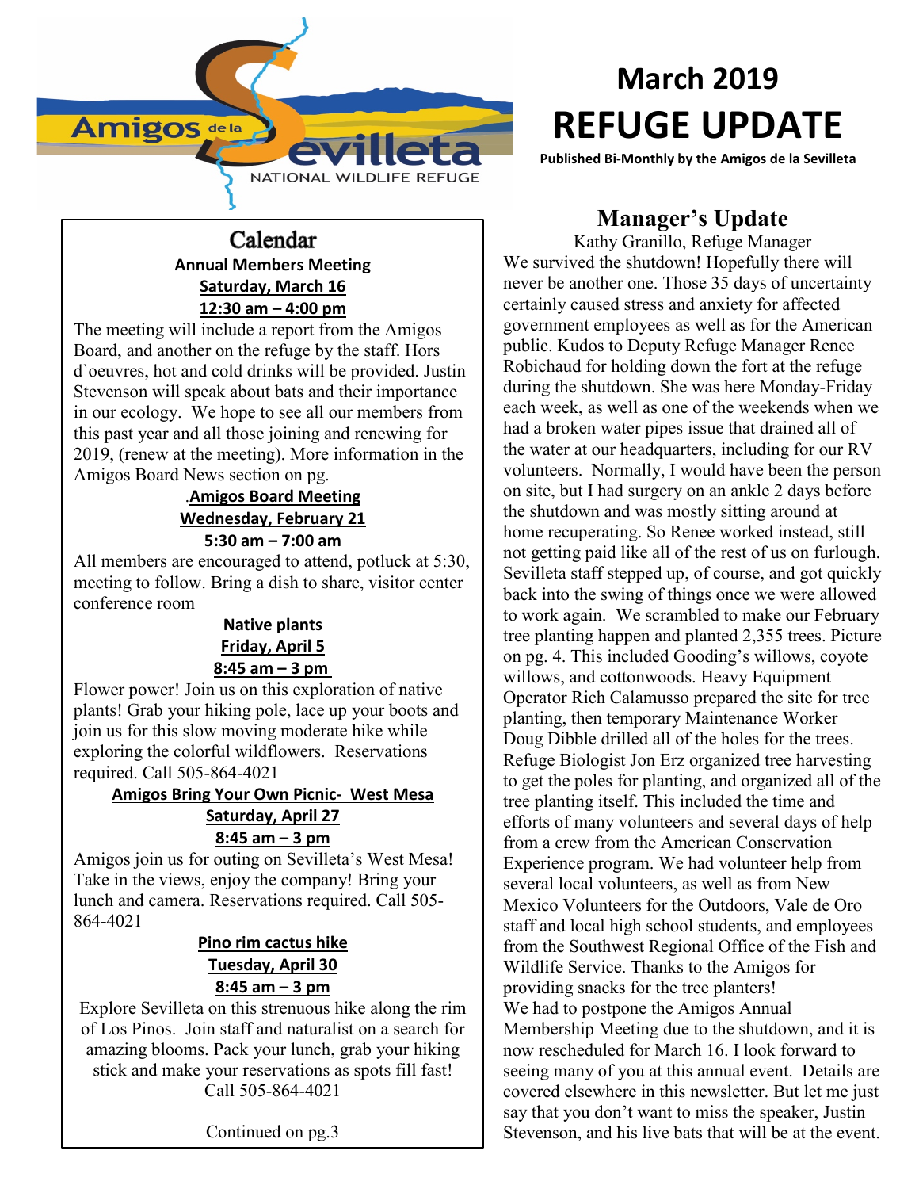Amigos de la Sevilleta NATIONAL WILDLIFE REFUGE

# March 2019 REFUGE UPDATE

**Published Bi-Monthly by the Amigos de la Sevilleta**

## Calendar

**Annual Members Meeting**
**Saturday, March 16**
**12:30 am – 4:00 pm**

The meeting will include a report from the Amigos Board, and another on the refuge by the staff. Hors d`oeuvres, hot and cold drinks will be provided. Justin Stevenson will speak about bats and their importance in our ecology. We hope to see all our members from this past year and all those joining and renewing for 2019, (renew at the meeting). More information in the Amigos Board News section on pg.

.**Amigos Board Meeting**
**Wednesday, February 21**
**5:30 am – 7:00 am**

All members are encouraged to attend, potluck at 5:30, meeting to follow. Bring a dish to share, visitor center conference room

**Native plants**
**Friday, April 5**
**8:45 am – 3 pm**

Flower power! Join us on this exploration of native plants! Grab your hiking pole, lace up your boots and join us for this slow moving moderate hike while exploring the colorful wildflowers. Reservations required. Call 505-864-4021

**Amigos Bring Your Own Picnic- West Mesa**
**Saturday, April 27**
**8:45 am – 3 pm**

Amigos join us for outing on Sevilleta's West Mesa! Take in the views, enjoy the company! Bring your lunch and camera. Reservations required. Call 505-864-4021

**Pino rim cactus hike**
**Tuesday, April 30**
**8:45 am – 3 pm**

Explore Sevilleta on this strenuous hike along the rim of Los Pinos. Join staff and naturalist on a search for amazing blooms. Pack your lunch, grab your hiking stick and make your reservations as spots fill fast! Call 505-864-4021

Continued on pg.3

## Manager's Update

Kathy Granillo, Refuge Manager

We survived the shutdown! Hopefully there will never be another one. Those 35 days of uncertainty certainly caused stress and anxiety for affected government employees as well as for the American public. Kudos to Deputy Refuge Manager Renee Robichaud for holding down the fort at the refuge during the shutdown. She was here Monday-Friday each week, as well as one of the weekends when we had a broken water pipes issue that drained all of the water at our headquarters, including for our RV volunteers. Normally, I would have been the person on site, but I had surgery on an ankle 2 days before the shutdown and was mostly sitting around at home recuperating. So Renee worked instead, still not getting paid like all of the rest of us on furlough. Sevilleta staff stepped up, of course, and got quickly back into the swing of things once we were allowed to work again. We scrambled to make our February tree planting happen and planted 2,355 trees. Picture on pg. 4. This included Gooding's willows, coyote willows, and cottonwoods. Heavy Equipment Operator Rich Calamusso prepared the site for tree planting, then temporary Maintenance Worker Doug Dibble drilled all of the holes for the trees. Refuge Biologist Jon Erz organized tree harvesting to get the poles for planting, and organized all of the tree planting itself. This included the time and efforts of many volunteers and several days of help from a crew from the American Conservation Experience program. We had volunteer help from several local volunteers, as well as from New Mexico Volunteers for the Outdoors, Vale de Oro staff and local high school students, and employees from the Southwest Regional Office of the Fish and Wildlife Service. Thanks to the Amigos for providing snacks for the tree planters!

We had to postpone the Amigos Annual Membership Meeting due to the shutdown, and it is now rescheduled for March 16. I look forward to seeing many of you at this annual event. Details are covered elsewhere in this newsletter. But let me just say that you don't want to miss the speaker, Justin Stevenson, and his live bats that will be at the event.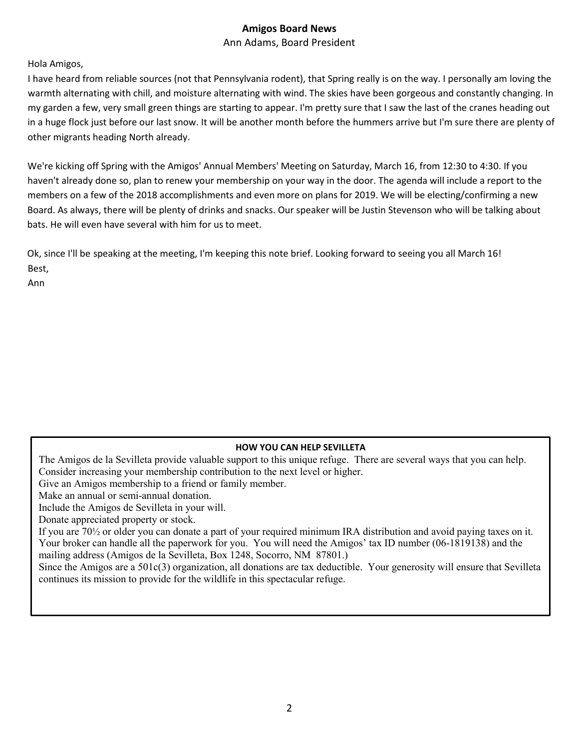## Amigos Board News

Ann Adams, Board President

Hola Amigos,

I have heard from reliable sources (not that Pennsylvania rodent), that Spring really is on the way. I personally am loving the warmth alternating with chill, and moisture alternating with wind. The skies have been gorgeous and constantly changing. In my garden a few, very small green things are starting to appear. I'm pretty sure that I saw the last of the cranes heading out in a huge flock just before our last snow. It will be another month before the hummers arrive but I'm sure there are plenty of other migrants heading North already.

We're kicking off Spring with the Amigos' Annual Members' Meeting on Saturday, March 16, from 12:30 to 4:30. If you haven't already done so, plan to renew your membership on your way in the door. The agenda will include a report to the members on a few of the 2018 accomplishments and even more on plans for 2019. We will be electing/confirming a new Board. As always, there will be plenty of drinks and snacks. Our speaker will be Justin Stevenson who will be talking about bats. He will even have several with him for us to meet.

Ok, since I'll be speaking at the meeting, I'm keeping this note brief. Looking forward to seeing you all March 16!

Best,

Ann

### HOW YOU CAN HELP SEVILLETA

The Amigos de la Sevilleta provide valuable support to this unique refuge. There are several ways that you can help.

Consider increasing your membership contribution to the next level or higher.

Give an Amigos membership to a friend or family member.

Make an annual or semi-annual donation.

Include the Amigos de Sevilleta in your will.

Donate appreciated property or stock.

If you are 70½ or older you can donate a part of your required minimum IRA distribution and avoid paying taxes on it. Your broker can handle all the paperwork for you. You will need the Amigos' tax ID number (06-1819138) and the mailing address (Amigos de la Sevilleta, Box 1248, Socorro, NM 87801.)

Since the Amigos are a 501c(3) organization, all donations are tax deductible. Your generosity will ensure that Sevilleta continues its mission to provide for the wildlife in this spectacular refuge.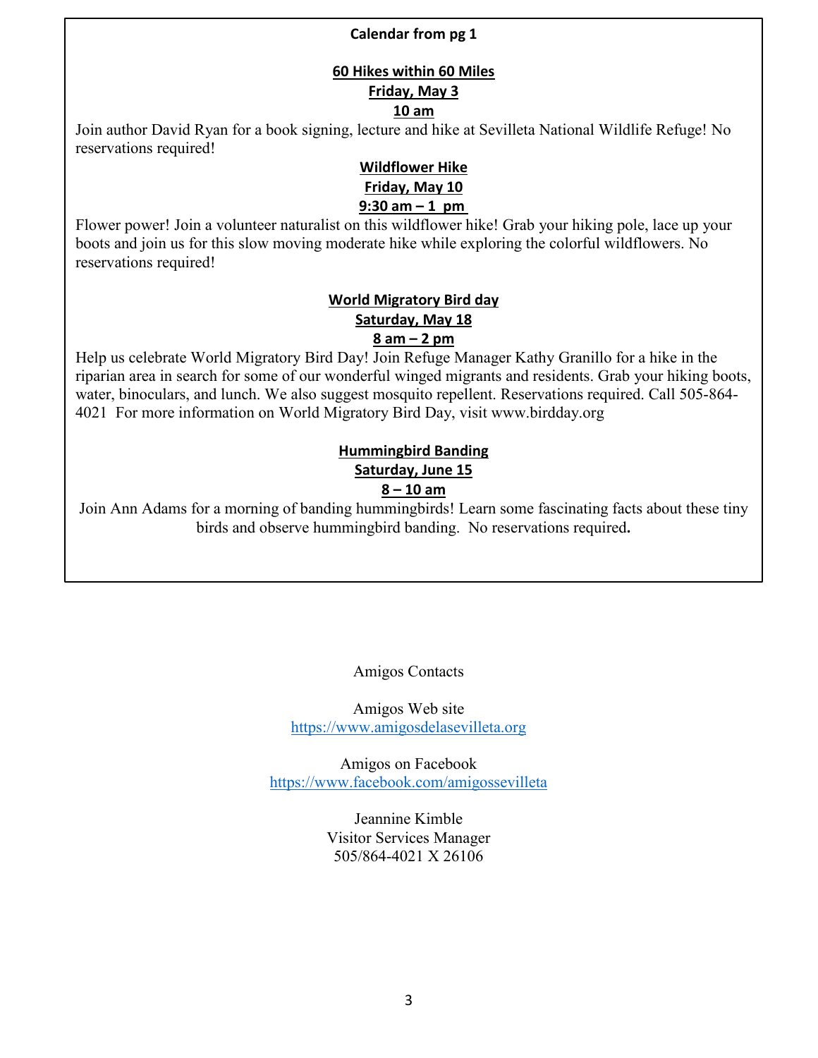**Calendar from pg 1**

**60 Hikes within 60 Miles**
**Friday, May 3**
**10 am**

Join author David Ryan for a book signing, lecture and hike at Sevilleta National Wildlife Refuge! No reservations required!

**Wildflower Hike**
**Friday, May 10**
**9:30 am – 1 pm**

Flower power! Join a volunteer naturalist on this wildflower hike! Grab your hiking pole, lace up your boots and join us for this slow moving moderate hike while exploring the colorful wildflowers. No reservations required!

**World Migratory Bird day**
**Saturday, May 18**
**8 am – 2 pm**

Help us celebrate World Migratory Bird Day! Join Refuge Manager Kathy Granillo for a hike in the riparian area in search for some of our wonderful winged migrants and residents. Grab your hiking boots, water, binoculars, and lunch. We also suggest mosquito repellent. Reservations required. Call 505-864-4021 For more information on World Migratory Bird Day, visit www.birdday.org

**Hummingbird Banding**
**Saturday, June 15**
**8 – 10 am**

Join Ann Adams for a morning of banding hummingbirds! Learn some fascinating facts about these tiny birds and observe hummingbird banding. No reservations required.

Amigos Contacts

Amigos Web site
https://www.amigosdelasevilleta.org

Amigos on Facebook
https://www.facebook.com/amigossevilleta

Jeannine Kimble
Visitor Services Manager
505/864-4021 X 26106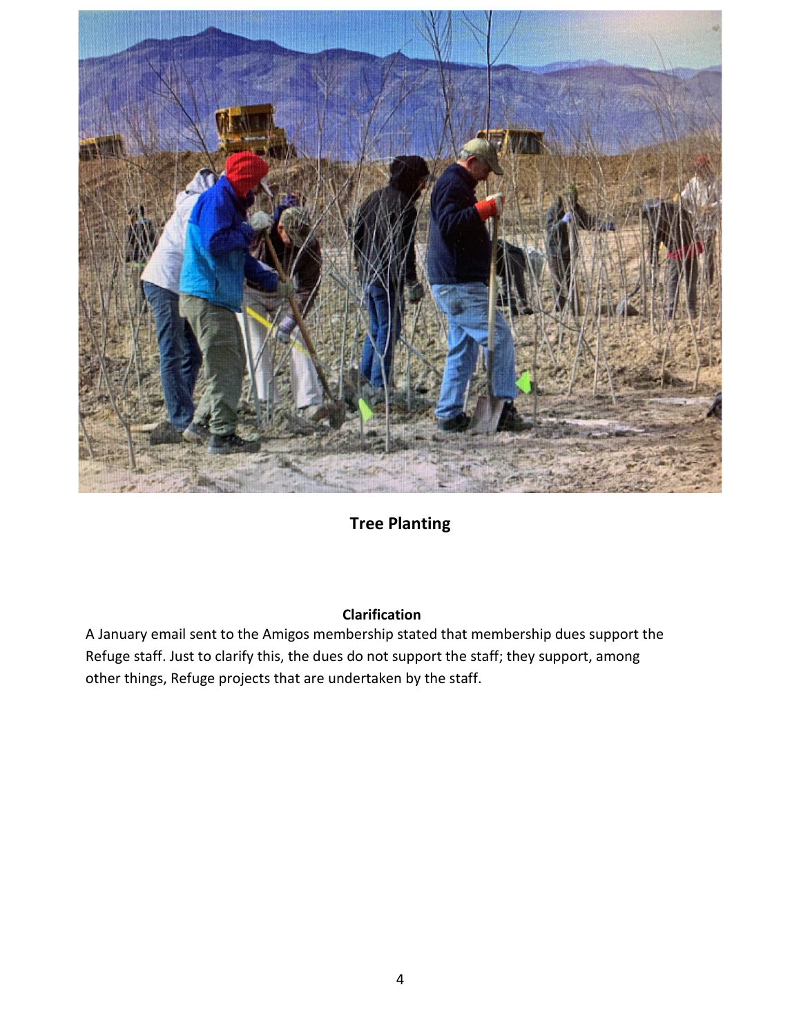**Tree Planting**

**Clarification**

A January email sent to the Amigos membership stated that membership dues support the Refuge staff. Just to clarify this, the dues do not support the staff; they support, among other things, Refuge projects that are undertaken by the staff.